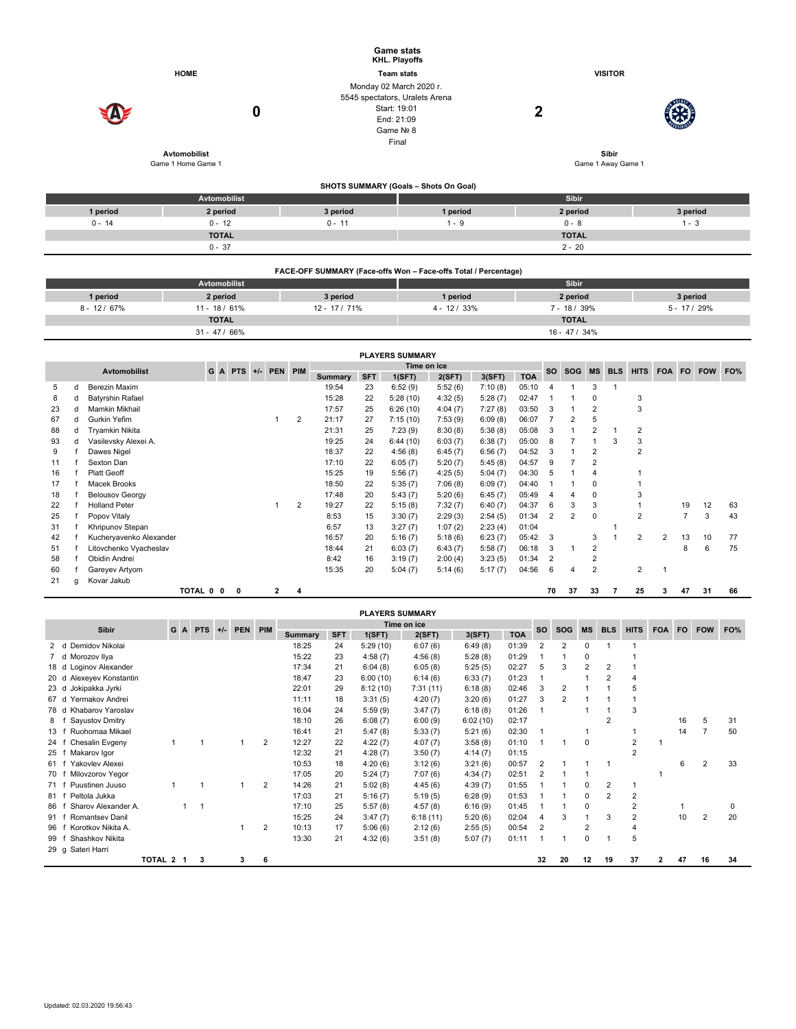# Game stats

**KHL. Playoffs**

| HOME | | Team stats | | VISITOR |
|---|---|---|---|---|
| | | Monday 02 March 2020 г. | | |
| | | 5545 spectators, Uralets Arena | | |
| | 0 | Start: 19:01<br>End: 21:09<br>Game № 8<br>Final | 2 | |
| **Avtomobilist**<br>Game 1 Home Game 1 | | | | **Sibir**<br>Game 1 Away Game 1 |

## SHOTS SUMMARY (Goals – Shots On Goal)

| Avtomobilist | | | Sibir | | |
|---|---|---|---|---|---|
| 1 period | 2 period | 3 period | 1 period | 2 period | 3 period |
| 0 - 14 | 0 - 12 | 0 - 11 | 1 - 9 | 0 - 8 | 1 - 3 |
| TOTAL | | | TOTAL | | |
| 0 - 37 | | | 2 - 20 | | |

## FACE-OFF SUMMARY (Face-offs Won – Face-offs Total / Percentage)

| Avtomobilist | | | Sibir | | |
|---|---|---|---|---|---|
| 1 period | 2 period | 3 period | 1 period | 2 period | 3 period |
| 8 - 12 / 67% | 11 - 18 / 61% | 12 - 17 / 71% | 4 - 12 / 33% | 7 - 18 / 39% | 5 - 17 / 29% |
| TOTAL | | | TOTAL | | |
| 31 - 47 / 66% | | | 16 - 47 / 34% | | |

## PLAYERS SUMMARY

| | | Avtomobilist | G | A | PTS | +/- | PEN | PIM | Time on ice | | | | | | SO | SOG | MS | BLS | HITS | FOA | FO | FOW | FO% |
|---|---|---|---|---|---|---|---|---|---|---|---|---|---|---|---|---|---|---|---|---|---|---|---|
| | | | | | | | | | Summary | SFT | 1(SFT) | 2(SFT) | 3(SFT) | TOA | | | | | | | | | |
| 5 | d | Berezin Maxim | | | | | | | 19:54 | 23 | 6:52 (9) | 5:52 (6) | 7:10 (8) | 05:10 | 4 | 1 | 3 | 1 | | | | | |
| 8 | d | Batyrshin Rafael | | | | | | | 15:28 | 22 | 5:28 (10) | 4:32 (5) | 5:28 (7) | 02:47 | 1 | 1 | 0 | | 3 | | | | |
| 23 | d | Mamkin Mikhail | | | | | | | 17:57 | 25 | 6:26 (10) | 4:04 (7) | 7:27 (8) | 03:50 | 3 | 1 | 2 | | 3 | | | | |
| 67 | d | Gurkin Yefim | | | | | 1 | 2 | 21:17 | 27 | 7:15 (10) | 7:53 (9) | 6:09 (8) | 06:07 | 7 | 2 | 5 | | | | | | |
| 88 | d | Tryamkin Nikita | | | | | | | 21:31 | 25 | 7:23 (9) | 8:30 (8) | 5:38 (8) | 05:08 | 3 | 1 | 2 | 1 | 2 | | | | |
| 93 | d | Vasilevsky Alexei A. | | | | | | | 19:25 | 24 | 6:44 (10) | 6:03 (7) | 6:38 (7) | 05:00 | 8 | 7 | 1 | 3 | 3 | | | | |
| 9 | f | Dawes Nigel | | | | | | | 18:37 | 22 | 4:56 (8) | 6:45 (7) | 6:56 (7) | 04:52 | 3 | 1 | 2 | | 2 | | | | |
| 11 | f | Sexton Dan | | | | | | | 17:10 | 22 | 6:05 (7) | 5:20 (7) | 5:45 (8) | 04:57 | 9 | 7 | 2 | | | | | | |
| 16 | f | Platt Geoff | | | | | | | 15:25 | 19 | 5:56 (7) | 4:25 (5) | 5:04 (7) | 04:30 | 5 | 1 | 4 | | 1 | | | | |
| 17 | f | Macek Brooks | | | | | | | 18:50 | 22 | 5:35 (7) | 7:06 (8) | 6:09 (7) | 04:40 | 1 | 1 | 0 | | 1 | | | | |
| 18 | f | Belousov Georgy | | | | | | | 17:48 | 20 | 5:43 (7) | 5:20 (6) | 6:45 (7) | 05:49 | 4 | 4 | 0 | | 3 | | | | |
| 22 | f | Holland Peter | | | | | 1 | 2 | 19:27 | 22 | 5:15 (8) | 7:32 (7) | 6:40 (7) | 04:37 | 6 | 3 | 3 | | 1 | | 19 | 12 | 63 |
| 25 | f | Popov Vitaly | | | | | | | 8:53 | 15 | 3:30 (7) | 2:29 (3) | 2:54 (5) | 01:34 | 2 | 2 | 0 | | 2 | | 7 | 3 | 43 |
| 31 | f | Khripunov Stepan | | | | | | | 6:57 | 13 | 3:27 (7) | 1:07 (2) | 2:23 (4) | 01:04 | | | | 1 | | | | | |
| 42 | f | Kucheryavenko Alexander | | | | | | | 16:57 | 20 | 5:16 (7) | 5:18 (6) | 6:23 (7) | 05:42 | 3 | | 3 | 1 | 2 | 2 | 13 | 10 | 77 |
| 51 | f | Litovchenko Vyacheslav | | | | | | | 18:44 | 21 | 6:03 (7) | 6:43 (7) | 5:58 (7) | 06:18 | 3 | 1 | 2 | | | | 8 | 6 | 75 |
| 58 | f | Obidin Andrei | | | | | | | 8:42 | 16 | 3:19 (7) | 2:00 (4) | 3:23 (5) | 01:34 | 2 | | 2 | | | | | | |
| 60 | f | Gareyev Artyom | | | | | | | 15:35 | 20 | 5:04 (7) | 5:14 (6) | 5:17 (7) | 04:56 | 6 | 4 | 2 | | 2 | 1 | | | |
| 21 | g | Kovar Jakub | | | | | | | | | | | | | | | | | | | | | |
| | | TOTAL | 0 | 0 | 0 | | 2 | 4 | | | | | | | 70 | 37 | 33 | 7 | 25 | 3 | 47 | 31 | 66 |

## PLAYERS SUMMARY

| | | Sibir | G | A | PTS | +/- | PEN | PIM | Time on ice | | | | | | SO | SOG | MS | BLS | HITS | FOA | FO | FOW | FO% |
|---|---|---|---|---|---|---|---|---|---|---|---|---|---|---|---|---|---|---|---|---|---|---|---|
| | | | | | | | | | Summary | SFT | 1(SFT) | 2(SFT) | 3(SFT) | TOA | | | | | | | | | |
| 2 | d | Demidov Nikolai | | | | | | | 18:25 | 24 | 5:29 (10) | 6:07 (6) | 6:49 (8) | 01:39 | 2 | 2 | 0 | 1 | 1 | | | | |
| 7 | d | Morozov Ilya | | | | | | | 15:22 | 23 | 4:58 (7) | 4:56 (8) | 5:28 (8) | 01:29 | 1 | 1 | 0 | | 1 | | | | |
| 18 | d | Loginov Alexander | | | | | | | 17:34 | 21 | 6:04 (8) | 6:05 (8) | 5:25 (5) | 02:27 | 5 | 3 | 2 | 2 | 1 | | | | |
| 20 | d | Alexeyev Konstantin | | | | | | | 18:47 | 23 | 6:00 (10) | 6:14 (6) | 6:33 (7) | 01:23 | 1 | | 1 | 2 | 4 | | | | |
| 23 | d | Jokipakka Jyrki | | | | | | | 22:01 | 29 | 8:12 (10) | 7:31 (11) | 6:18 (8) | 02:46 | 3 | 2 | 1 | 1 | 5 | | | | |
| 67 | d | Yermakov Andrei | | | | | | | 11:11 | 18 | 3:31 (5) | 4:20 (7) | 3:20 (6) | 01:27 | 3 | 2 | 1 | 1 | 1 | | | | |
| 78 | d | Khabarov Yaroslav | | | | | | | 16:04 | 24 | 5:59 (9) | 3:47 (7) | 6:18 (8) | 01:26 | 1 | | 1 | 1 | 3 | | | | |
| 8 | f | Sayustov Dmitry | | | | | | | 18:10 | 26 | 6:08 (7) | 6:00 (9) | 6:02 (10) | 02:17 | | | | 2 | | | 16 | 5 | 31 |
| 13 | f | Ruohomaa Mikael | | | | | | | 16:41 | 21 | 5:47 (8) | 5:33 (7) | 5:21 (6) | 02:30 | 1 | | 1 | | 1 | | 14 | 7 | 50 |
| 24 | f | Chesalin Evgeny | 1 | | 1 | | 1 | 2 | 12:27 | 22 | 4:22 (7) | 4:07 (7) | 3:58 (8) | 01:10 | 1 | 1 | 0 | | 2 | 1 | | | |
| 25 | f | Makarov Igor | | | | | | | 12:32 | 21 | 4:28 (7) | 3:50 (7) | 4:14 (7) | 01:15 | | | | | 2 | | | | |
| 61 | f | Yakovlev Alexei | | | | | | | 10:53 | 18 | 4:20 (6) | 3:12 (6) | 3:21 (6) | 00:57 | 2 | 1 | 1 | 1 | | | 6 | 2 | 33 |
| 70 | f | Milovzorov Yegor | | | | | | | 17:05 | 20 | 5:24 (7) | 7:07 (6) | 4:34 (7) | 02:51 | 2 | 1 | 1 | | | 1 | | | |
| 71 | f | Puustinen Juuso | 1 | | 1 | | 1 | 2 | 14:26 | 21 | 5:02 (8) | 4:45 (6) | 4:39 (7) | 01:55 | 1 | 1 | 0 | 2 | 1 | | | | |
| 81 | f | Peltola Jukka | | | | | | | 17:03 | 21 | 5:16 (7) | 5:19 (5) | 6:28 (9) | 01:53 | 1 | 1 | 0 | 2 | 2 | | | | |
| 86 | f | Sharov Alexander A. | | 1 | 1 | | | | 17:10 | 25 | 5:57 (8) | 4:57 (8) | 6:16 (9) | 01:45 | 1 | 1 | 0 | | 2 | | 1 | | 0 |
| 91 | f | Romantsev Danil | | | | | | | 15:25 | 24 | 3:47 (7) | 6:18 (11) | 5:20 (6) | 02:04 | 4 | 3 | 1 | 3 | 2 | | 10 | 2 | 20 |
| 96 | f | Korotkov Nikita A. | | | | | 1 | 2 | 10:13 | 17 | 5:06 (6) | 2:12 (6) | 2:55 (5) | 00:54 | 2 | | 2 | | 4 | | | | |
| 99 | f | Shashkov Nikita | | | | | | | 13:30 | 21 | 4:32 (6) | 3:51 (8) | 5:07 (7) | 01:11 | 1 | 1 | 0 | 1 | 5 | | | | |
| 29 | g | Sateri Harri | | | | | | | | | | | | | | | | | | | | | |
| | | TOTAL | 2 | 1 | 3 | | 3 | 6 | | | | | | | 32 | 20 | 12 | 19 | 37 | 2 | 47 | 16 | 34 |

Updated: 02.03.2020 19:56:43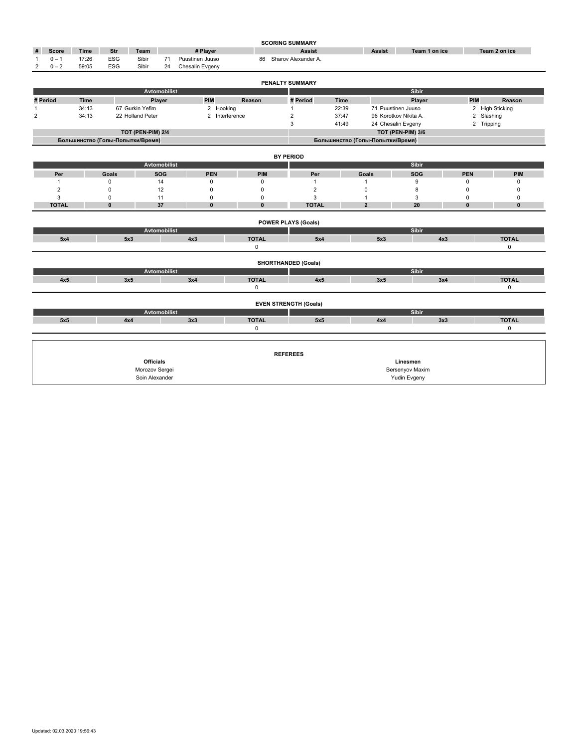## SCORING SUMMARY

| # | Score | Time | Str | Team | # Player | Assist | Assist | Team 1 on ice | Team 2 on ice |
|---|---|---|---|---|---|---|---|---|---|
| 1 | 0 – 1 | 17:26 | ESG | Sibir | 71 Puustinen Juuso | 86 Sharov Alexander A. | | | |
| 2 | 0 – 2 | 59:05 | ESG | Sibir | 24 Chesalin Evgeny | | | | |

## PENALTY SUMMARY

| Avtomobilist | | | | Sibir | | | | | |
|---|---|---|---|---|---|---|---|---|---|
| # Period | Time | Player | PIM | Reason | # Period | Time | Player | PIM | Reason |
| 1 | 34:13 | 67 Gurkin Yefim | 2 | Hooking | 1 | 22:39 | 71 Puustinen Juuso | 2 | High Sticking |
| 2 | 34:13 | 22 Holland Peter | 2 | Interference | 2 | 37:47 | 96 Korotkov Nikita A. | 2 | Slashing |
| | | | | | 3 | 41:49 | 24 Chesalin Evgeny | 2 | Tripping |
| TOT (PEN-PIM) 2/4 | | | | | TOT (PEN-PIM) 3/6 | | | | |
| Большинство (Голы-Попытки/Время) | | | | | Большинство (Голы-Попытки/Время) | | | | |

## BY PERIOD

| Avtomobilist | | | | | Sibir | | | | |
|---|---|---|---|---|---|---|---|---|---|
| Per | Goals | SOG | PEN | PIM | Per | Goals | SOG | PEN | PIM |
| 1 | 0 | 14 | 0 | 0 | 1 | 1 | 9 | 0 | 0 |
| 2 | 0 | 12 | 0 | 0 | 2 | 0 | 8 | 0 | 0 |
| 3 | 0 | 11 | 0 | 0 | 3 | 1 | 3 | 0 | 0 |
| **TOTAL** | **0** | **37** | **0** | **0** | **TOTAL** | **2** | **20** | **0** | **0** |

## POWER PLAYS (Goals)

| Avtomobilist | | | | Sibir | | | |
|---|---|---|---|---|---|---|---|
| 5x4 | 5x3 | 4x3 | TOTAL | 5x4 | 5x3 | 4x3 | TOTAL |
| | | | 0 | | | | 0 |

## SHORTHANDED (Goals)

| Avtomobilist | | | | Sibir | | | |
|---|---|---|---|---|---|---|---|
| 4x5 | 3x5 | 3x4 | TOTAL | 4x5 | 3x5 | 3x4 | TOTAL |
| | | | 0 | | | | 0 |

## EVEN STRENGTH (Goals)

| Avtomobilist | | | | Sibir | | | |
|---|---|---|---|---|---|---|---|
| 5x5 | 4x4 | 3x3 | TOTAL | 5x5 | 4x4 | 3x3 | TOTAL |
| | | | 0 | | | | 0 |

## REFEREES

| Officials | Linesmen |
|---|---|
| Morozov Sergei | Bersenyov Maxim |
| Soin Alexander | Yudin Evgeny |

Updated: 02.03.2020 19:56:43